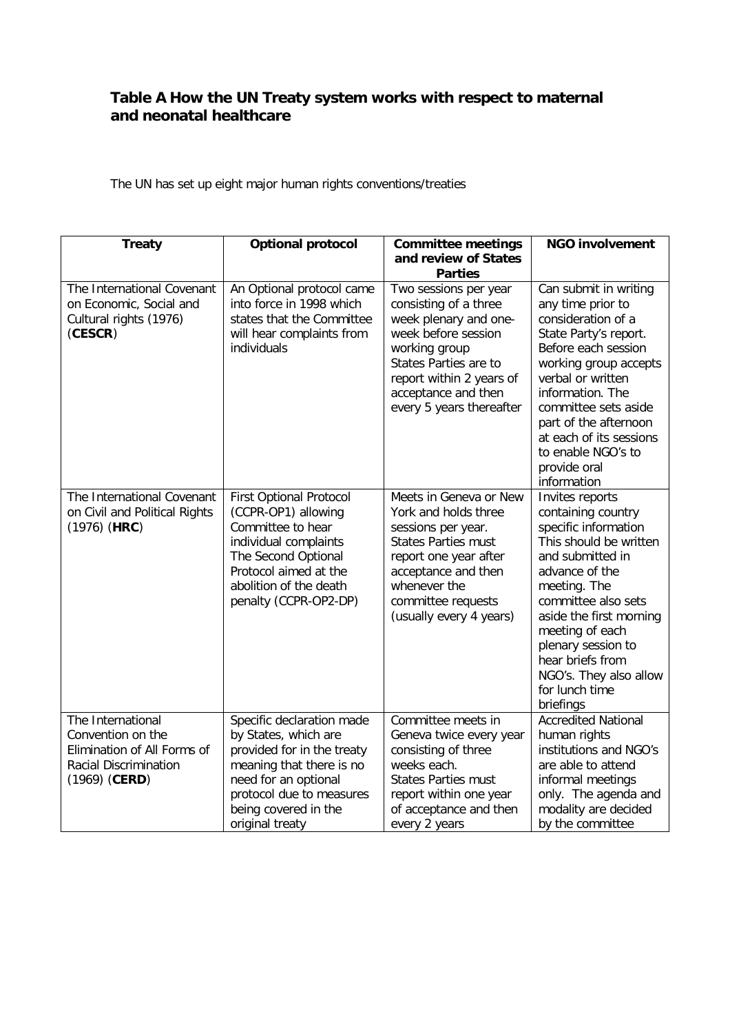# Table A How the UN Treaty system works with respect to maternal and neonatal healthcare

The UN has set up eight major human rights conventions/treaties

| Treaty | Optional protocol | Committee meetings and review of States Parties | NGO involvement |
|---|---|---|---|
| The International Covenant on Economic, Social and Cultural rights (1976) (**CESCR**) | An Optional protocol came into force in 1998 which states that the Committee will hear complaints from individuals | Two sessions per year consisting of a three week plenary and one-week before session working group States Parties are to report within 2 years of acceptance and then every 5 years thereafter | Can submit in writing any time prior to consideration of a State Party's report. Before each session working group accepts verbal or written information. The committee sets aside part of the afternoon at each of its sessions to enable NGO's to provide oral information |
| The International Covenant on Civil and Political Rights (1976) (**HRC**) | First Optional Protocol (CCPR-OP1) allowing Committee to hear individual complaints The Second Optional Protocol aimed at the abolition of the death penalty (CCPR-OP2-DP) | Meets in Geneva or New York and holds three sessions per year. States Parties must report one year after acceptance and then whenever the committee requests (usually every 4 years) | Invites reports containing country specific information This should be written and submitted in advance of the meeting. The committee also sets aside the first morning meeting of each plenary session to hear briefs from NGO's. They also allow for lunch time briefings |
| The International Convention on the Elimination of All Forms of Racial Discrimination (1969) (**CERD**) | Specific declaration made by States, which are provided for in the treaty meaning that there is no need for an optional protocol due to measures being covered in the original treaty | Committee meets in Geneva twice every year consisting of three weeks each. States Parties must report within one year of acceptance and then every 2 years | Accredited National human rights institutions and NGO's are able to attend informal meetings only. The agenda and modality are decided by the committee |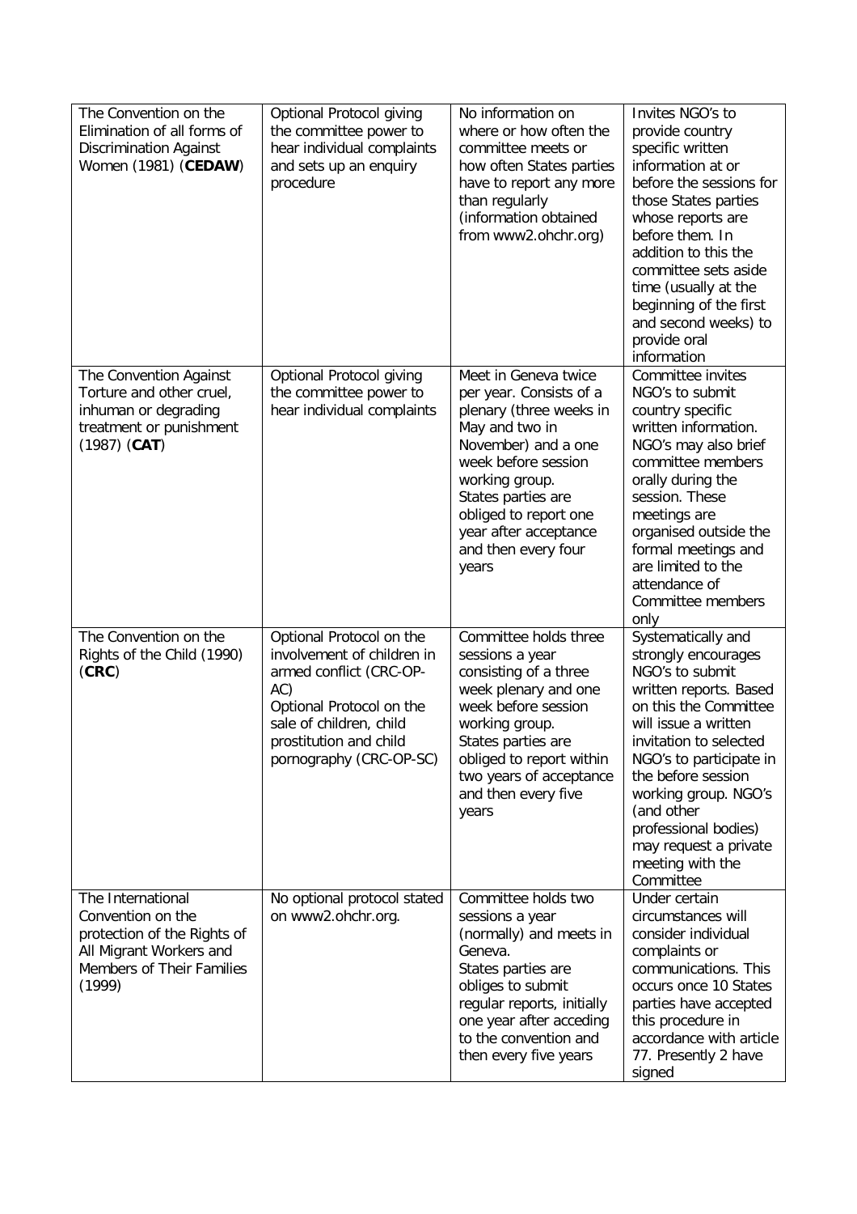| | | | |
|---|---|---|---|
| The Convention on the Elimination of all forms of Discrimination Against Women (1981) (**CEDAW**) | Optional Protocol giving the committee power to hear individual complaints and sets up an enquiry procedure | No information on where or how often the committee meets or how often States parties have to report any more than regularly (information obtained from www2.ohchr.org) | Invites NGO's to provide country specific written information at or before the sessions for those States parties whose reports are before them. In addition to this the committee sets aside time (usually at the beginning of the first and second weeks) to provide oral information |
| The Convention Against Torture and other cruel, inhuman or degrading treatment or punishment (1987) (**CAT**) | Optional Protocol giving the committee power to hear individual complaints | Meet in Geneva twice per year. Consists of a plenary (three weeks in May and two in November) and a one week before session working group. States parties are obliged to report one year after acceptance and then every four years | Committee invites NGO's to submit country specific written information. NGO's may also brief committee members orally during the session. These meetings are organised outside the formal meetings and are limited to the attendance of Committee members only |
| The Convention on the Rights of the Child (1990) (**CRC**) | Optional Protocol on the involvement of children in armed conflict (CRC-OP-AC)<br>Optional Protocol on the sale of children, child prostitution and child pornography (CRC-OP-SC) | Committee holds three sessions a year consisting of a three week plenary and one week before session working group. States parties are obliged to report within two years of acceptance and then every five years | Systematically and strongly encourages NGO's to submit written reports. Based on this the Committee will issue a written invitation to selected NGO's to participate in the before session working group. NGO's (and other professional bodies) may request a private meeting with the Committee |
| The International Convention on the protection of the Rights of All Migrant Workers and Members of Their Families (1999) | No optional protocol stated on www2.ohchr.org. | Committee holds two sessions a year (normally) and meets in Geneva.<br>States parties are obliges to submit regular reports, initially one year after acceding to the convention and then every five years | Under certain circumstances will consider individual complaints or communications. This occurs once 10 States parties have accepted this procedure in accordance with article 77. Presently 2 have signed |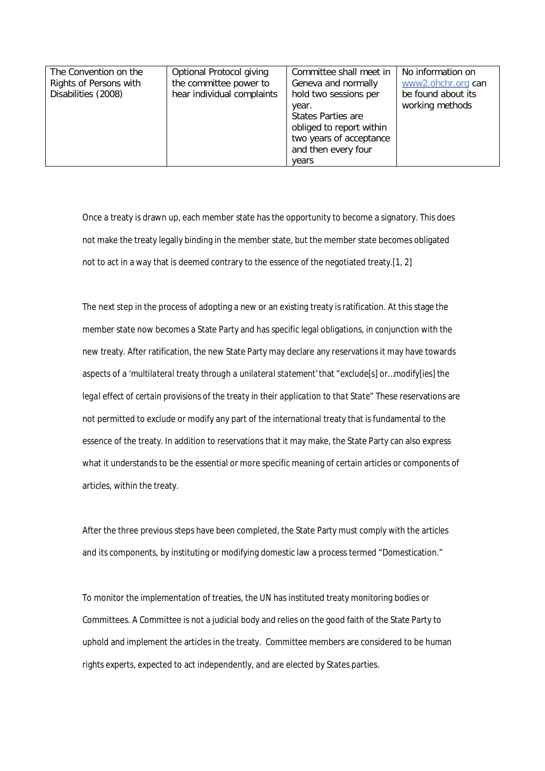| The Convention on the Rights of Persons with Disabilities (2008) | Optional Protocol giving the committee power to hear individual complaints | Committee shall meet in Geneva and normally hold two sessions per year. States Parties are obliged to report within two years of acceptance and then every four years | No information on www2.ohchr.org can be found about its working methods |
|---|---|---|---|

Once a treaty is drawn up, each member state has the opportunity to become a signatory. This does not make the treaty legally binding in the member state, but the member state becomes obligated not to act in a way that is deemed contrary to the essence of the negotiated treaty.[1, 2]

The next step in the process of adopting a new or an existing treaty is ratification. At this stage the member state now becomes a State Party and has specific legal obligations, in conjunction with the new treaty. After ratification, the new State Party may declare any reservations it may have towards aspects of a '*multilateral treaty through a unilateral statement*' that "exclude[s] or…modify[ies] the *legal effect of certain provisions of the treaty in their application to that State*" These reservations are not permitted to exclude or modify any part of the international treaty that is fundamental to the essence of the treaty. In addition to reservations that it may make, the State Party can also express what it understands to be the essential or more specific meaning of certain articles or components of articles, within the treaty.

After the three previous steps have been completed, the State Party must comply with the articles and its components, by instituting or modifying domestic law a process termed "Domestication."

To monitor the implementation of treaties, the UN has instituted treaty monitoring bodies or Committees. A Committee is not a judicial body and relies on the good faith of the State Party to uphold and implement the articles in the treaty. Committee members are considered to be human rights experts, expected to act independently, and are elected by States parties.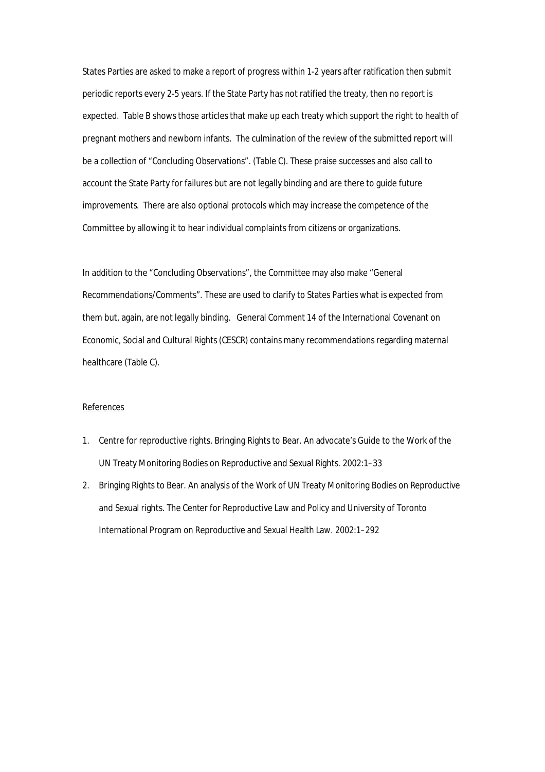States Parties are asked to make a report of progress within 1-2 years after ratification then submit periodic reports every 2-5 years. If the State Party has not ratified the treaty, then no report is expected. Table B shows those articles that make up each treaty which support the right to health of pregnant mothers and newborn infants. The culmination of the review of the submitted report will be a collection of "Concluding Observations". (Table C). These praise successes and also call to account the State Party for failures but are not legally binding and are there to guide future improvements. There are also optional protocols which may increase the competence of the Committee by allowing it to hear individual complaints from citizens or organizations.

In addition to the "Concluding Observations", the Committee may also make "General Recommendations/Comments". These are used to clarify to States Parties what is expected from them but, again, are not legally binding. General Comment 14 of the International Covenant on Economic, Social and Cultural Rights (CESCR) contains many recommendations regarding maternal healthcare (Table C).

References

1. Centre for reproductive rights. Bringing Rights to Bear. An advocate's Guide to the Work of the UN Treaty Monitoring Bodies on Reproductive and Sexual Rights. 2002:1–33
2. Bringing Rights to Bear. An analysis of the Work of UN Treaty Monitoring Bodies on Reproductive and Sexual rights. The Center for Reproductive Law and Policy and University of Toronto International Program on Reproductive and Sexual Health Law. 2002:1–292